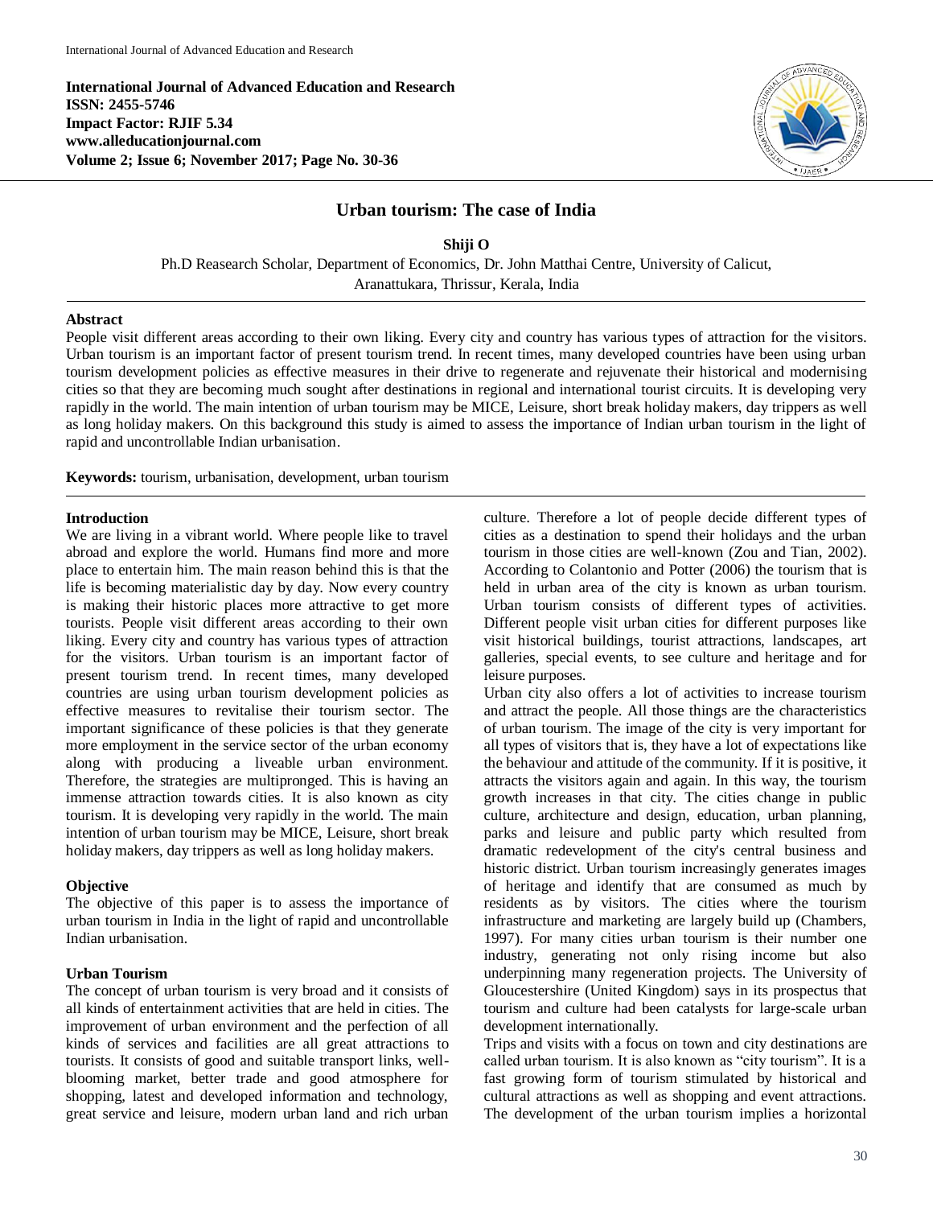International Journal of Advanced Education and Research
ISSN: 2455-5746
Impact Factor: RJIF 5.34
www.alleducationjournal.com
Volume 2; Issue 6; November 2017; Page No. 30-36

# Urban tourism: The case of India

**Shiji O**

Ph.D Reasearch Scholar, Department of Economics, Dr. John Matthai Centre, University of Calicut, Aranattukara, Thrissur, Kerala, India

## Abstract

People visit different areas according to their own liking. Every city and country has various types of attraction for the visitors. Urban tourism is an important factor of present tourism trend. In recent times, many developed countries have been using urban tourism development policies as effective measures in their drive to regenerate and rejuvenate their historical and modernising cities so that they are becoming much sought after destinations in regional and international tourist circuits. It is developing very rapidly in the world. The main intention of urban tourism may be MICE, Leisure, short break holiday makers, day trippers as well as long holiday makers. On this background this study is aimed to assess the importance of Indian urban tourism in the light of rapid and uncontrollable Indian urbanisation.

**Keywords:** tourism, urbanisation, development, urban tourism

## Introduction

We are living in a vibrant world. Where people like to travel abroad and explore the world. Humans find more and more place to entertain him. The main reason behind this is that the life is becoming materialistic day by day. Now every country is making their historic places more attractive to get more tourists. People visit different areas according to their own liking. Every city and country has various types of attraction for the visitors. Urban tourism is an important factor of present tourism trend. In recent times, many developed countries are using urban tourism development policies as effective measures to revitalise their tourism sector. The important significance of these policies is that they generate more employment in the service sector of the urban economy along with producing a liveable urban environment. Therefore, the strategies are multipronged. This is having an immense attraction towards cities. It is also known as city tourism. It is developing very rapidly in the world. The main intention of urban tourism may be MICE, Leisure, short break holiday makers, day trippers as well as long holiday makers.

## Objective

The objective of this paper is to assess the importance of urban tourism in India in the light of rapid and uncontrollable Indian urbanisation.

## Urban Tourism

The concept of urban tourism is very broad and it consists of all kinds of entertainment activities that are held in cities. The improvement of urban environment and the perfection of all kinds of services and facilities are all great attractions to tourists. It consists of good and suitable transport links, well-blooming market, better trade and good atmosphere for shopping, latest and developed information and technology, great service and leisure, modern urban land and rich urban culture. Therefore a lot of people decide different types of cities as a destination to spend their holidays and the urban tourism in those cities are well-known (Zou and Tian, 2002). According to Colantonio and Potter (2006) the tourism that is held in urban area of the city is known as urban tourism. Urban tourism consists of different types of activities. Different people visit urban cities for different purposes like visit historical buildings, tourist attractions, landscapes, art galleries, special events, to see culture and heritage and for leisure purposes.

Urban city also offers a lot of activities to increase tourism and attract the people. All those things are the characteristics of urban tourism. The image of the city is very important for all types of visitors that is, they have a lot of expectations like the behaviour and attitude of the community. If it is positive, it attracts the visitors again and again. In this way, the tourism growth increases in that city. The cities change in public culture, architecture and design, education, urban planning, parks and leisure and public party which resulted from dramatic redevelopment of the city's central business and historic district. Urban tourism increasingly generates images of heritage and identify that are consumed as much by residents as by visitors. The cities where the tourism infrastructure and marketing are largely build up (Chambers, 1997). For many cities urban tourism is their number one industry, generating not only rising income but also underpinning many regeneration projects. The University of Gloucestershire (United Kingdom) says in its prospectus that tourism and culture had been catalysts for large-scale urban development internationally.

Trips and visits with a focus on town and city destinations are called urban tourism. It is also known as "city tourism". It is a fast growing form of tourism stimulated by historical and cultural attractions as well as shopping and event attractions. The development of the urban tourism implies a horizontal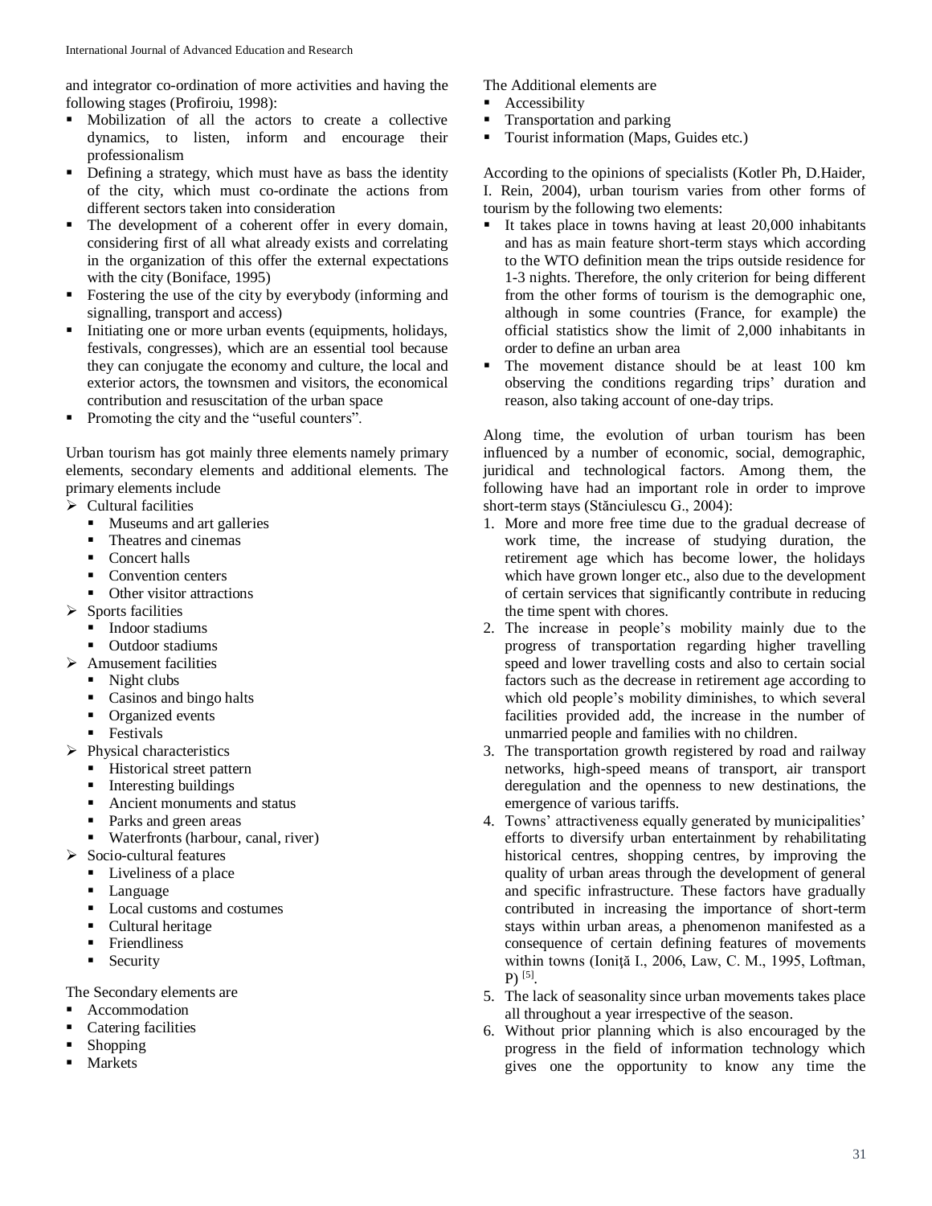and integrator co-ordination of more activities and having the following stages (Profiroiu, 1998):

- Mobilization of all the actors to create a collective dynamics, to listen, inform and encourage their professionalism
- Defining a strategy, which must have as bass the identity of the city, which must co-ordinate the actions from different sectors taken into consideration
- The development of a coherent offer in every domain, considering first of all what already exists and correlating in the organization of this offer the external expectations with the city (Boniface, 1995)
- Fostering the use of the city by everybody (informing and signalling, transport and access)
- Initiating one or more urban events (equipments, holidays, festivals, congresses), which are an essential tool because they can conjugate the economy and culture, the local and exterior actors, the townsmen and visitors, the economical contribution and resuscitation of the urban space
- Promoting the city and the "useful counters".

Urban tourism has got mainly three elements namely primary elements, secondary elements and additional elements. The primary elements include

- Cultural facilities
  - Museums and art galleries
  - Theatres and cinemas
  - Concert halls
  - Convention centers
  - Other visitor attractions
- Sports facilities
  - Indoor stadiums
  - Outdoor stadiums
- Amusement facilities
  - Night clubs
  - Casinos and bingo halts
  - Organized events
  - Festivals
- Physical characteristics
  - Historical street pattern
  - Interesting buildings
  - Ancient monuments and status
  - Parks and green areas
  - Waterfronts (harbour, canal, river)
- Socio-cultural features
  - Liveliness of a place
  - Language
  - Local customs and costumes
  - Cultural heritage
  - Friendliness
  - Security

The Secondary elements are

- Accommodation
- Catering facilities
- Shopping
- Markets

The Additional elements are

- Accessibility
- Transportation and parking
- Tourist information (Maps, Guides etc.)

According to the opinions of specialists (Kotler Ph, D.Haider, I. Rein, 2004), urban tourism varies from other forms of tourism by the following two elements:

- It takes place in towns having at least 20,000 inhabitants and has as main feature short-term stays which according to the WTO definition mean the trips outside residence for 1-3 nights. Therefore, the only criterion for being different from the other forms of tourism is the demographic one, although in some countries (France, for example) the official statistics show the limit of 2,000 inhabitants in order to define an urban area
- The movement distance should be at least 100 km observing the conditions regarding trips' duration and reason, also taking account of one-day trips.

Along time, the evolution of urban tourism has been influenced by a number of economic, social, demographic, juridical and technological factors. Among them, the following have had an important role in order to improve short-term stays (Stănciulescu G., 2004):

1. More and more free time due to the gradual decrease of work time, the increase of studying duration, the retirement age which has become lower, the holidays which have grown longer etc., also due to the development of certain services that significantly contribute in reducing the time spent with chores.
2. The increase in people's mobility mainly due to the progress of transportation regarding higher travelling speed and lower travelling costs and also to certain social factors such as the decrease in retirement age according to which old people's mobility diminishes, to which several facilities provided add, the increase in the number of unmarried people and families with no children.
3. The transportation growth registered by road and railway networks, high-speed means of transport, air transport deregulation and the openness to new destinations, the emergence of various tariffs.
4. Towns' attractiveness equally generated by municipalities' efforts to diversify urban entertainment by rehabilitating historical centres, shopping centres, by improving the quality of urban areas through the development of general and specific infrastructure. These factors have gradually contributed in increasing the importance of short-term stays within urban areas, a phenomenon manifested as a consequence of certain defining features of movements within towns (Ioniţă I., 2006, Law, C. M., 1995, Loftman, P) [5].
5. The lack of seasonality since urban movements takes place all throughout a year irrespective of the season.
6. Without prior planning which is also encouraged by the progress in the field of information technology which gives one the opportunity to know any time the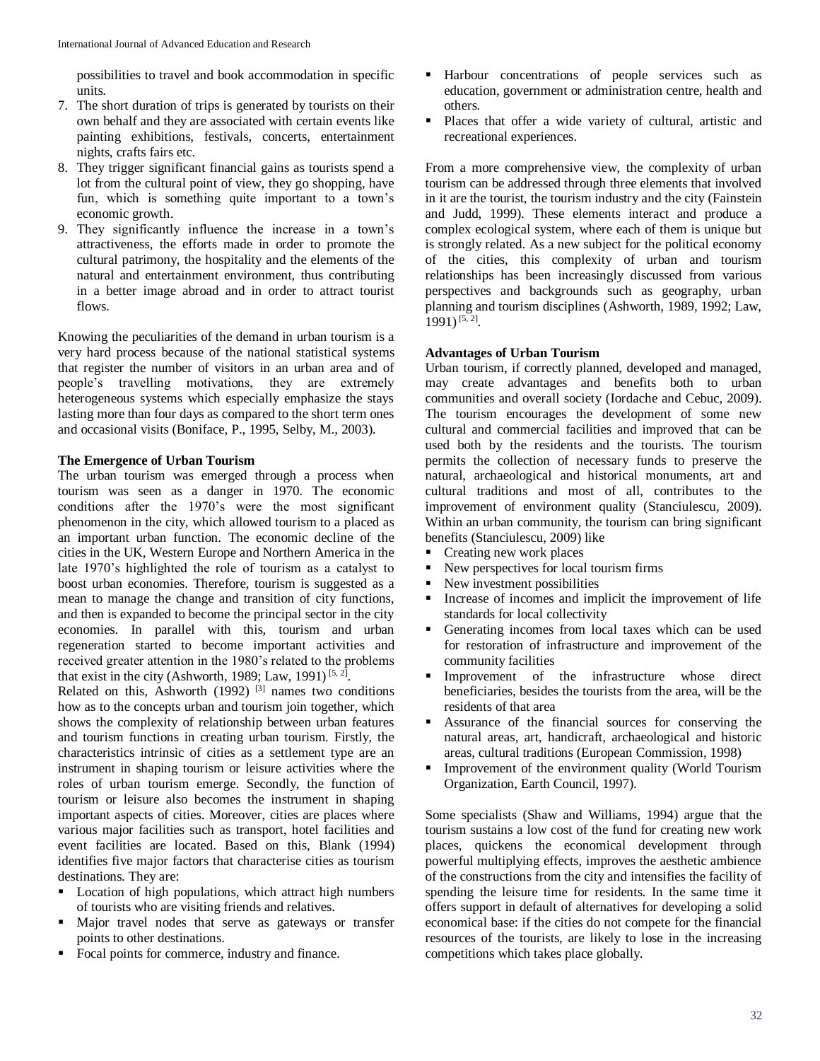possibilities to travel and book accommodation in specific units.

7. The short duration of trips is generated by tourists on their own behalf and they are associated with certain events like painting exhibitions, festivals, concerts, entertainment nights, crafts fairs etc.
8. They trigger significant financial gains as tourists spend a lot from the cultural point of view, they go shopping, have fun, which is something quite important to a town's economic growth.
9. They significantly influence the increase in a town's attractiveness, the efforts made in order to promote the cultural patrimony, the hospitality and the elements of the natural and entertainment environment, thus contributing in a better image abroad and in order to attract tourist flows.

Knowing the peculiarities of the demand in urban tourism is a very hard process because of the national statistical systems that register the number of visitors in an urban area and of people's travelling motivations, they are extremely heterogeneous systems which especially emphasize the stays lasting more than four days as compared to the short term ones and occasional visits (Boniface, P., 1995, Selby, M., 2003).

**The Emergence of Urban Tourism**

The urban tourism was emerged through a process when tourism was seen as a danger in 1970. The economic conditions after the 1970's were the most significant phenomenon in the city, which allowed tourism to a placed as an important urban function. The economic decline of the cities in the UK, Western Europe and Northern America in the late 1970's highlighted the role of tourism as a catalyst to boost urban economies. Therefore, tourism is suggested as a mean to manage the change and transition of city functions, and then is expanded to become the principal sector in the city economies. In parallel with this, tourism and urban regeneration started to become important activities and received greater attention in the 1980's related to the problems that exist in the city (Ashworth, 1989; Law, 1991) [5, 2].

Related on this, Ashworth (1992) [3] names two conditions how as to the concepts urban and tourism join together, which shows the complexity of relationship between urban features and tourism functions in creating urban tourism. Firstly, the characteristics intrinsic of cities as a settlement type are an instrument in shaping tourism or leisure activities where the roles of urban tourism emerge. Secondly, the function of tourism or leisure also becomes the instrument in shaping important aspects of cities. Moreover, cities are places where various major facilities such as transport, hotel facilities and event facilities are located. Based on this, Blank (1994) identifies five major factors that characterise cities as tourism destinations. They are:

- Location of high populations, which attract high numbers of tourists who are visiting friends and relatives.
- Major travel nodes that serve as gateways or transfer points to other destinations.
- Focal points for commerce, industry and finance.
- Harbour concentrations of people services such as education, government or administration centre, health and others.
- Places that offer a wide variety of cultural, artistic and recreational experiences.

From a more comprehensive view, the complexity of urban tourism can be addressed through three elements that involved in it are the tourist, the tourism industry and the city (Fainstein and Judd, 1999). These elements interact and produce a complex ecological system, where each of them is unique but is strongly related. As a new subject for the political economy of the cities, this complexity of urban and tourism relationships has been increasingly discussed from various perspectives and backgrounds such as geography, urban planning and tourism disciplines (Ashworth, 1989, 1992; Law, 1991) [5, 2].

**Advantages of Urban Tourism**

Urban tourism, if correctly planned, developed and managed, may create advantages and benefits both to urban communities and overall society (Iordache and Cebuc, 2009). The tourism encourages the development of some new cultural and commercial facilities and improved that can be used both by the residents and the tourists. The tourism permits the collection of necessary funds to preserve the natural, archaeological and historical monuments, art and cultural traditions and most of all, contributes to the improvement of environment quality (Stanciulescu, 2009). Within an urban community, the tourism can bring significant benefits (Stanciulescu, 2009) like

- Creating new work places
- New perspectives for local tourism firms
- New investment possibilities
- Increase of incomes and implicit the improvement of life standards for local collectivity
- Generating incomes from local taxes which can be used for restoration of infrastructure and improvement of the community facilities
- Improvement of the infrastructure whose direct beneficiaries, besides the tourists from the area, will be the residents of that area
- Assurance of the financial sources for conserving the natural areas, art, handicraft, archaeological and historic areas, cultural traditions (European Commission, 1998)
- Improvement of the environment quality (World Tourism Organization, Earth Council, 1997).

Some specialists (Shaw and Williams, 1994) argue that the tourism sustains a low cost of the fund for creating new work places, quickens the economical development through powerful multiplying effects, improves the aesthetic ambience of the constructions from the city and intensifies the facility of spending the leisure time for residents. In the same time it offers support in default of alternatives for developing a solid economical base: if the cities do not compete for the financial resources of the tourists, are likely to lose in the increasing competitions which takes place globally.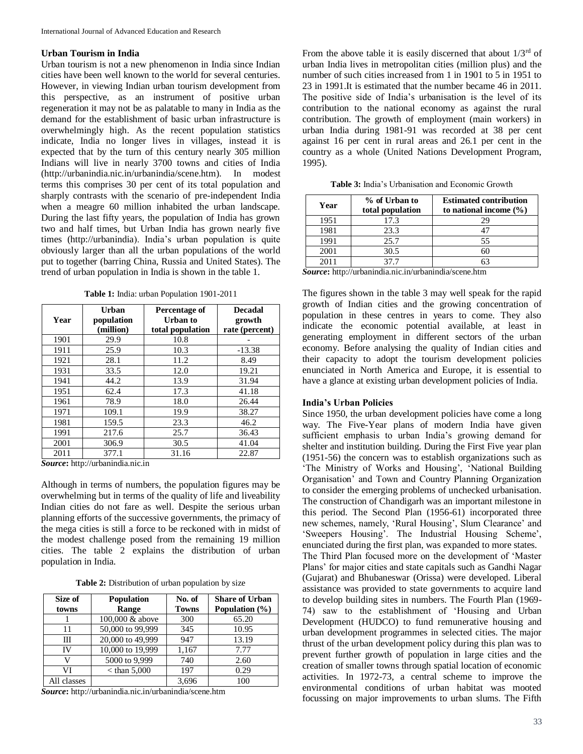### Urban Tourism in India

Urban tourism is not a new phenomenon in India since Indian cities have been well known to the world for several centuries. However, in viewing Indian urban tourism development from this perspective, as an instrument of positive urban regeneration it may not be as palatable to many in India as the demand for the establishment of basic urban infrastructure is overwhelmingly high. As the recent population statistics indicate, India no longer lives in villages, instead it is expected that by the turn of this century nearly 305 million Indians will live in nearly 3700 towns and cities of India (http://urbanindia.nic.in/urbanindia/scene.htm). In modest terms this comprises 30 per cent of its total population and sharply contrasts with the scenario of pre-independent India when a meagre 60 million inhabited the urban landscape. During the last fifty years, the population of India has grown two and half times, but Urban India has grown nearly five times (http://urbanindia). India's urban population is quite obviously larger than all the urban populations of the world put to together (barring China, Russia and United States). The trend of urban population in India is shown in the table 1.

**Table 1:** India: urban Population 1901-2011

| Year | Urban population (million) | Percentage of Urban to total population | Decadal growth rate (percent) |
|---|---|---|---|
| 1901 | 29.9 | 10.8 | - |
| 1911 | 25.9 | 10.3 | -13.38 |
| 1921 | 28.1 | 11.2 | 8.49 |
| 1931 | 33.5 | 12.0 | 19.21 |
| 1941 | 44.2 | 13.9 | 31.94 |
| 1951 | 62.4 | 17.3 | 41.18 |
| 1961 | 78.9 | 18.0 | 26.44 |
| 1971 | 109.1 | 19.9 | 38.27 |
| 1981 | 159.5 | 23.3 | 46.2 |
| 1991 | 217.6 | 25.7 | 36.43 |
| 2001 | 306.9 | 30.5 | 41.04 |
| 2011 | 377.1 | 31.16 | 22.87 |

***Source*:** http://urbanindia.nic.in

Although in terms of numbers, the population figures may be overwhelming but in terms of the quality of life and liveability Indian cities do not fare as well. Despite the serious urban planning efforts of the successive governments, the primacy of the mega cities is still a force to be reckoned with in midst of the modest challenge posed from the remaining 19 million cities. The table 2 explains the distribution of urban population in India.

**Table 2:** Distribution of urban population by size

| Size of towns | Population Range | No. of Towns | Share of Urban Population (%) |
|---|---|---|---|
| 1 | 100,000 & above | 300 | 65.20 |
| 11 | 50,000 to 99,999 | 345 | 10.95 |
| III | 20,000 to 49,999 | 947 | 13.19 |
| IV | 10,000 to 19,999 | 1,167 | 7.77 |
| V | 5000 to 9,999 | 740 | 2.60 |
| VI | < than 5,000 | 197 | 0.29 |
| All classes | | 3,696 | 100 |

***Source*:** http://urbanindia.nic.in/urbanindia/scene.htm

From the above table it is easily discerned that about 1/3rd of urban India lives in metropolitan cities (million plus) and the number of such cities increased from 1 in 1901 to 5 in 1951 to 23 in 1991.It is estimated that the number became 46 in 2011. The positive side of India's urbanisation is the level of its contribution to the national economy as against the rural contribution. The growth of employment (main workers) in urban India during 1981-91 was recorded at 38 per cent against 16 per cent in rural areas and 26.1 per cent in the country as a whole (United Nations Development Program, 1995).

**Table 3:** India's Urbanisation and Economic Growth

| Year | % of Urban to total population | Estimated contribution to national income (%) |
|---|---|---|
| 1951 | 17.3 | 29 |
| 1981 | 23.3 | 47 |
| 1991 | 25.7 | 55 |
| 2001 | 30.5 | 60 |
| 2011 | 37.7 | 63 |

***Source*:** http://urbanindia.nic.in/urbanindia/scene.htm

The figures shown in the table 3 may well speak for the rapid growth of Indian cities and the growing concentration of population in these centres in years to come. They also indicate the economic potential available, at least in generating employment in different sectors of the urban economy. Before analysing the quality of Indian cities and their capacity to adopt the tourism development policies enunciated in North America and Europe, it is essential to have a glance at existing urban development policies of India.

### India's Urban Policies

Since 1950, the urban development policies have come a long way. The Five-Year plans of modern India have given sufficient emphasis to urban India's growing demand for shelter and institution building. During the First Five year plan (1951-56) the concern was to establish organizations such as 'The Ministry of Works and Housing', 'National Building Organisation' and Town and Country Planning Organization to consider the emerging problems of unchecked urbanisation. The construction of Chandigarh was an important milestone in this period. The Second Plan (1956-61) incorporated three new schemes, namely, 'Rural Housing', Slum Clearance' and 'Sweepers Housing'. The Industrial Housing Scheme', enunciated during the first plan, was expanded to more states.

The Third Plan focused more on the development of 'Master Plans' for major cities and state capitals such as Gandhi Nagar (Gujarat) and Bhubaneswar (Orissa) were developed. Liberal assistance was provided to state governments to acquire land to develop building sites in numbers. The Fourth Plan (1969-74) saw to the establishment of 'Housing and Urban Development (HUDCO) to fund remunerative housing and urban development programmes in selected cities. The major thrust of the urban development policy during this plan was to prevent further growth of population in large cities and the creation of smaller towns through spatial location of economic activities. In 1972-73, a central scheme to improve the environmental conditions of urban habitat was mooted focussing on major improvements to urban slums. The Fifth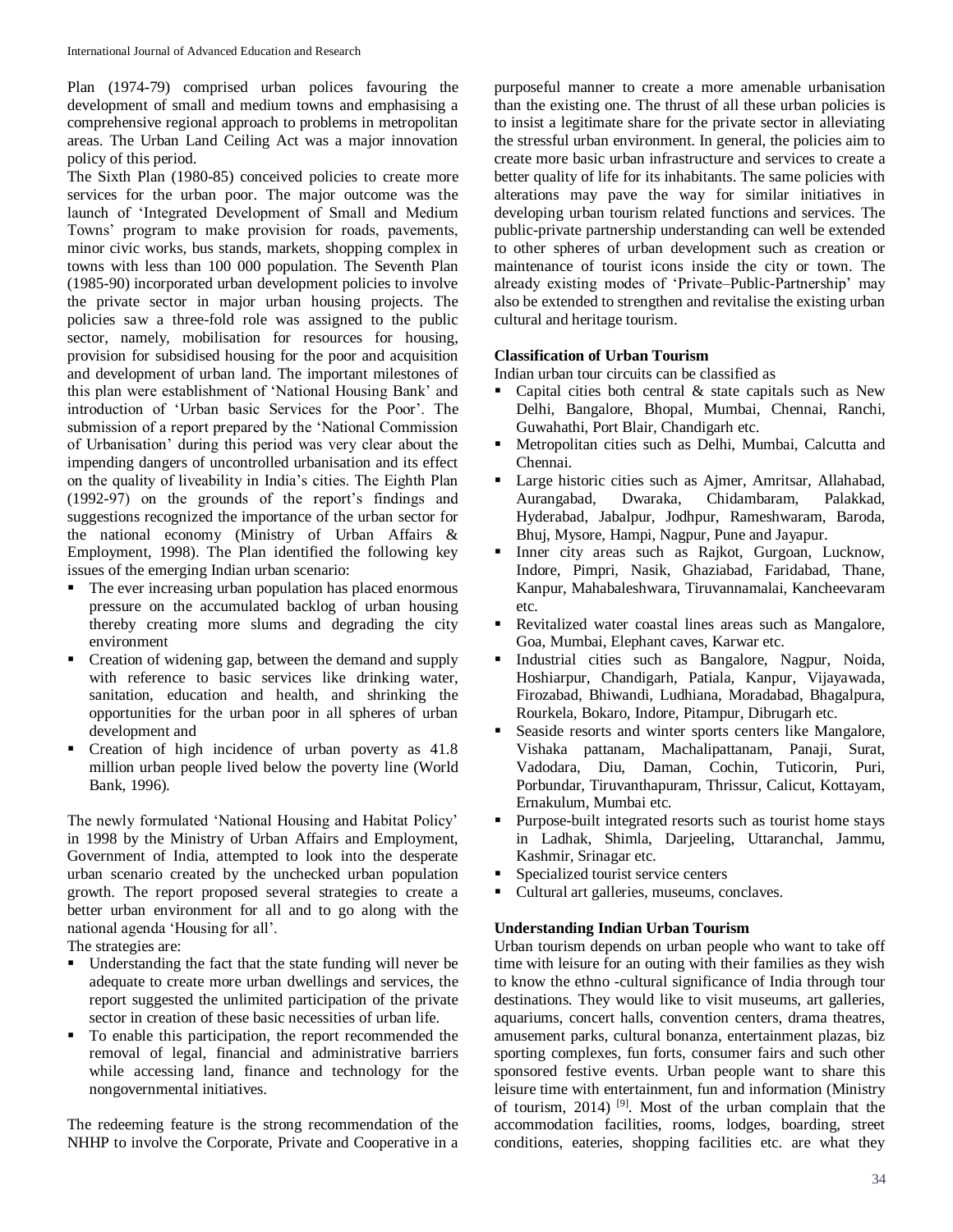Plan (1974-79) comprised urban polices favouring the development of small and medium towns and emphasising a comprehensive regional approach to problems in metropolitan areas. The Urban Land Ceiling Act was a major innovation policy of this period.

The Sixth Plan (1980-85) conceived policies to create more services for the urban poor. The major outcome was the launch of 'Integrated Development of Small and Medium Towns' program to make provision for roads, pavements, minor civic works, bus stands, markets, shopping complex in towns with less than 100 000 population. The Seventh Plan (1985-90) incorporated urban development policies to involve the private sector in major urban housing projects. The policies saw a three-fold role was assigned to the public sector, namely, mobilisation for resources for housing, provision for subsidised housing for the poor and acquisition and development of urban land. The important milestones of this plan were establishment of 'National Housing Bank' and introduction of 'Urban basic Services for the Poor'. The submission of a report prepared by the 'National Commission of Urbanisation' during this period was very clear about the impending dangers of uncontrolled urbanisation and its effect on the quality of liveability in India's cities. The Eighth Plan (1992-97) on the grounds of the report's findings and suggestions recognized the importance of the urban sector for the national economy (Ministry of Urban Affairs & Employment, 1998). The Plan identified the following key issues of the emerging Indian urban scenario:

- The ever increasing urban population has placed enormous pressure on the accumulated backlog of urban housing thereby creating more slums and degrading the city environment
- Creation of widening gap, between the demand and supply with reference to basic services like drinking water, sanitation, education and health, and shrinking the opportunities for the urban poor in all spheres of urban development and
- Creation of high incidence of urban poverty as 41.8 million urban people lived below the poverty line (World Bank, 1996).

The newly formulated 'National Housing and Habitat Policy' in 1998 by the Ministry of Urban Affairs and Employment, Government of India, attempted to look into the desperate urban scenario created by the unchecked urban population growth. The report proposed several strategies to create a better urban environment for all and to go along with the national agenda 'Housing for all'.

The strategies are:

- Understanding the fact that the state funding will never be adequate to create more urban dwellings and services, the report suggested the unlimited participation of the private sector in creation of these basic necessities of urban life.
- To enable this participation, the report recommended the removal of legal, financial and administrative barriers while accessing land, finance and technology for the nongovernmental initiatives.

The redeeming feature is the strong recommendation of the NHHP to involve the Corporate, Private and Cooperative in a purposeful manner to create a more amenable urbanisation than the existing one. The thrust of all these urban policies is to insist a legitimate share for the private sector in alleviating the stressful urban environment. In general, the policies aim to create more basic urban infrastructure and services to create a better quality of life for its inhabitants. The same policies with alterations may pave the way for similar initiatives in developing urban tourism related functions and services. The public-private partnership understanding can well be extended to other spheres of urban development such as creation or maintenance of tourist icons inside the city or town. The already existing modes of 'Private–Public-Partnership' may also be extended to strengthen and revitalise the existing urban cultural and heritage tourism.

**Classification of Urban Tourism**

Indian urban tour circuits can be classified as

- Capital cities both central & state capitals such as New Delhi, Bangalore, Bhopal, Mumbai, Chennai, Ranchi, Guwahathi, Port Blair, Chandigarh etc.
- Metropolitan cities such as Delhi, Mumbai, Calcutta and Chennai.
- Large historic cities such as Ajmer, Amritsar, Allahabad, Aurangabad, Dwaraka, Chidambaram, Palakkad, Hyderabad, Jabalpur, Jodhpur, Rameshwaram, Baroda, Bhuj, Mysore, Hampi, Nagpur, Pune and Jayapur.
- Inner city areas such as Rajkot, Gurgoan, Lucknow, Indore, Pimpri, Nasik, Ghaziabad, Faridabad, Thane, Kanpur, Mahabaleshwara, Tiruvannamalai, Kancheevaram etc.
- Revitalized water coastal lines areas such as Mangalore, Goa, Mumbai, Elephant caves, Karwar etc.
- Industrial cities such as Bangalore, Nagpur, Noida, Hoshiarpur, Chandigarh, Patiala, Kanpur, Vijayawada, Firozabad, Bhiwandi, Ludhiana, Moradabad, Bhagalpura, Rourkela, Bokaro, Indore, Pitampur, Dibrugarh etc.
- Seaside resorts and winter sports centers like Mangalore, Vishaka pattanam, Machalipattanam, Panaji, Surat, Vadodara, Diu, Daman, Cochin, Tuticorin, Puri, Porbundar, Tiruvanthapuram, Thrissur, Calicut, Kottayam, Ernakulum, Mumbai etc.
- Purpose-built integrated resorts such as tourist home stays in Ladhak, Shimla, Darjeeling, Uttaranchal, Jammu, Kashmir, Srinagar etc.
- Specialized tourist service centers
- Cultural art galleries, museums, conclaves.

**Understanding Indian Urban Tourism**

Urban tourism depends on urban people who want to take off time with leisure for an outing with their families as they wish to know the ethno -cultural significance of India through tour destinations. They would like to visit museums, art galleries, aquariums, concert halls, convention centers, drama theatres, amusement parks, cultural bonanza, entertainment plazas, biz sporting complexes, fun forts, consumer fairs and such other sponsored festive events. Urban people want to share this leisure time with entertainment, fun and information (Ministry of tourism, 2014) [9]. Most of the urban complain that the accommodation facilities, rooms, lodges, boarding, street conditions, eateries, shopping facilities etc. are what they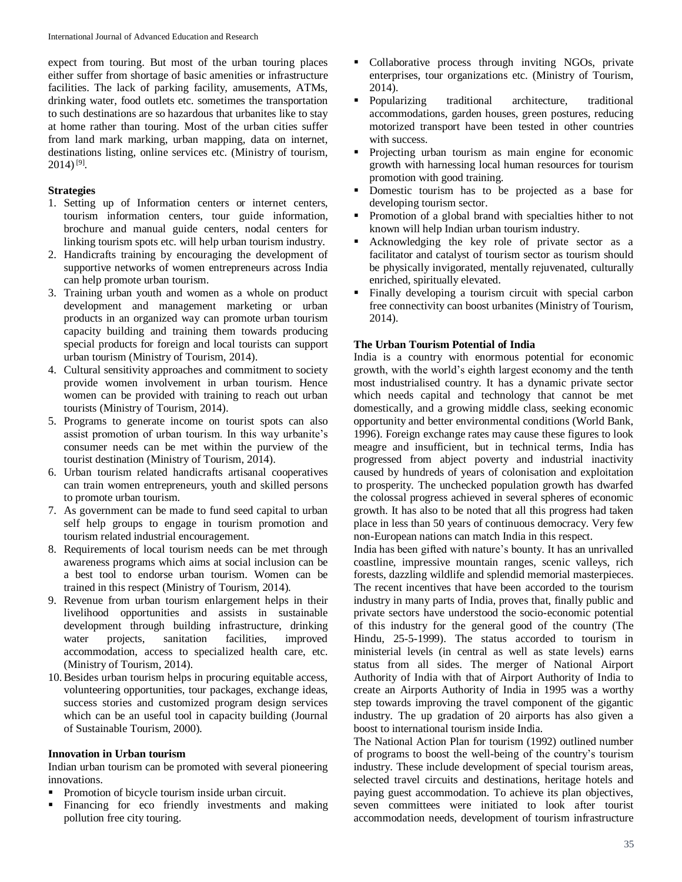expect from touring. But most of the urban touring places either suffer from shortage of basic amenities or infrastructure facilities. The lack of parking facility, amusements, ATMs, drinking water, food outlets etc. sometimes the transportation to such destinations are so hazardous that urbanites like to stay at home rather than touring. Most of the urban cities suffer from land mark marking, urban mapping, data on internet, destinations listing, online services etc. (Ministry of tourism, 2014) [9].

**Strategies**

1. Setting up of Information centers or internet centers, tourism information centers, tour guide information, brochure and manual guide centers, nodal centers for linking tourism spots etc. will help urban tourism industry.
2. Handicrafts training by encouraging the development of supportive networks of women entrepreneurs across India can help promote urban tourism.
3. Training urban youth and women as a whole on product development and management marketing or urban products in an organized way can promote urban tourism capacity building and training them towards producing special products for foreign and local tourists can support urban tourism (Ministry of Tourism, 2014).
4. Cultural sensitivity approaches and commitment to society provide women involvement in urban tourism. Hence women can be provided with training to reach out urban tourists (Ministry of Tourism, 2014).
5. Programs to generate income on tourist spots can also assist promotion of urban tourism. In this way urbanite's consumer needs can be met within the purview of the tourist destination (Ministry of Tourism, 2014).
6. Urban tourism related handicrafts artisanal cooperatives can train women entrepreneurs, youth and skilled persons to promote urban tourism.
7. As government can be made to fund seed capital to urban self help groups to engage in tourism promotion and tourism related industrial encouragement.
8. Requirements of local tourism needs can be met through awareness programs which aims at social inclusion can be a best tool to endorse urban tourism. Women can be trained in this respect (Ministry of Tourism, 2014).
9. Revenue from urban tourism enlargement helps in their livelihood opportunities and assists in sustainable development through building infrastructure, drinking water projects, sanitation facilities, improved accommodation, access to specialized health care, etc. (Ministry of Tourism, 2014).
10. Besides urban tourism helps in procuring equitable access, volunteering opportunities, tour packages, exchange ideas, success stories and customized program design services which can be an useful tool in capacity building (Journal of Sustainable Tourism, 2000).

**Innovation in Urban tourism**

Indian urban tourism can be promoted with several pioneering innovations.

- Promotion of bicycle tourism inside urban circuit.
- Financing for eco friendly investments and making pollution free city touring.
- Collaborative process through inviting NGOs, private enterprises, tour organizations etc. (Ministry of Tourism, 2014).
- Popularizing traditional architecture, traditional accommodations, garden houses, green postures, reducing motorized transport have been tested in other countries with success.
- Projecting urban tourism as main engine for economic growth with harnessing local human resources for tourism promotion with good training.
- Domestic tourism has to be projected as a base for developing tourism sector.
- Promotion of a global brand with specialties hither to not known will help Indian urban tourism industry.
- Acknowledging the key role of private sector as a facilitator and catalyst of tourism sector as tourism should be physically invigorated, mentally rejuvenated, culturally enriched, spiritually elevated.
- Finally developing a tourism circuit with special carbon free connectivity can boost urbanites (Ministry of Tourism, 2014).

**The Urban Tourism Potential of India**

India is a country with enormous potential for economic growth, with the world's eighth largest economy and the tenth most industrialised country. It has a dynamic private sector which needs capital and technology that cannot be met domestically, and a growing middle class, seeking economic opportunity and better environmental conditions (World Bank, 1996). Foreign exchange rates may cause these figures to look meagre and insufficient, but in technical terms, India has progressed from abject poverty and industrial inactivity caused by hundreds of years of colonisation and exploitation to prosperity. The unchecked population growth has dwarfed the colossal progress achieved in several spheres of economic growth. It has also to be noted that all this progress had taken place in less than 50 years of continuous democracy. Very few non-European nations can match India in this respect.

India has been gifted with nature's bounty. It has an unrivalled coastline, impressive mountain ranges, scenic valleys, rich forests, dazzling wildlife and splendid memorial masterpieces. The recent incentives that have been accorded to the tourism industry in many parts of India, proves that, finally public and private sectors have understood the socio-economic potential of this industry for the general good of the country (The Hindu, 25-5-1999). The status accorded to tourism in ministerial levels (in central as well as state levels) earns status from all sides. The merger of National Airport Authority of India with that of Airport Authority of India to create an Airports Authority of India in 1995 was a worthy step towards improving the travel component of the gigantic industry. The up gradation of 20 airports has also given a boost to international tourism inside India.

The National Action Plan for tourism (1992) outlined number of programs to boost the well-being of the country's tourism industry. These include development of special tourism areas, selected travel circuits and destinations, heritage hotels and paying guest accommodation. To achieve its plan objectives, seven committees were initiated to look after tourist accommodation needs, development of tourism infrastructure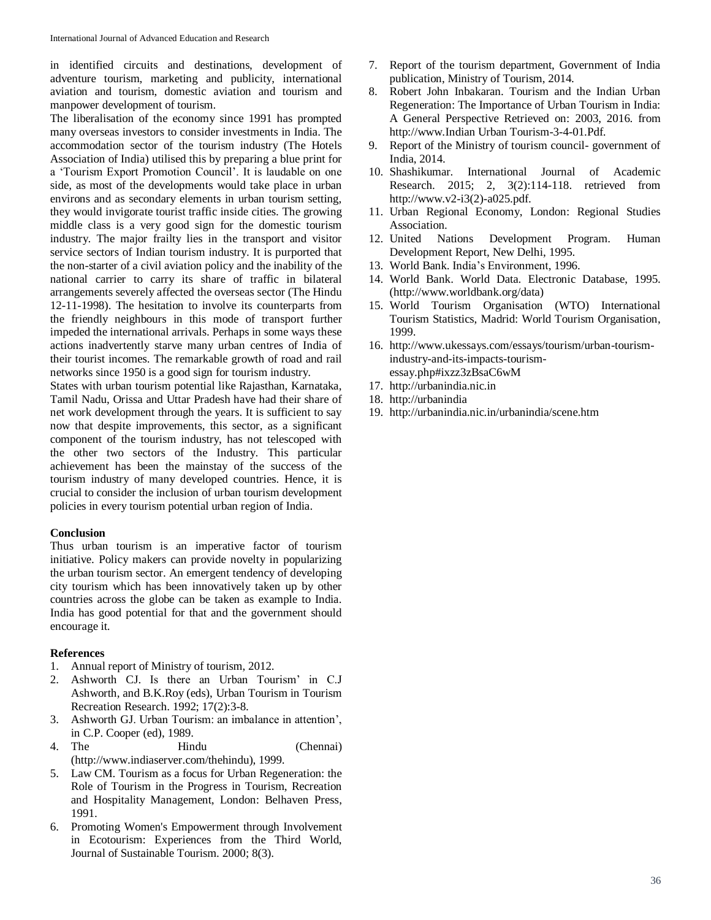in identified circuits and destinations, development of adventure tourism, marketing and publicity, international aviation and tourism, domestic aviation and tourism and manpower development of tourism.

The liberalisation of the economy since 1991 has prompted many overseas investors to consider investments in India. The accommodation sector of the tourism industry (The Hotels Association of India) utilised this by preparing a blue print for a 'Tourism Export Promotion Council'. It is laudable on one side, as most of the developments would take place in urban environs and as secondary elements in urban tourism setting, they would invigorate tourist traffic inside cities. The growing middle class is a very good sign for the domestic tourism industry. The major frailty lies in the transport and visitor service sectors of Indian tourism industry. It is purported that the non-starter of a civil aviation policy and the inability of the national carrier to carry its share of traffic in bilateral arrangements severely affected the overseas sector (The Hindu 12-11-1998). The hesitation to involve its counterparts from the friendly neighbours in this mode of transport further impeded the international arrivals. Perhaps in some ways these actions inadvertently starve many urban centres of India of their tourist incomes. The remarkable growth of road and rail networks since 1950 is a good sign for tourism industry.

States with urban tourism potential like Rajasthan, Karnataka, Tamil Nadu, Orissa and Uttar Pradesh have had their share of net work development through the years. It is sufficient to say now that despite improvements, this sector, as a significant component of the tourism industry, has not telescoped with the other two sectors of the Industry. This particular achievement has been the mainstay of the success of the tourism industry of many developed countries. Hence, it is crucial to consider the inclusion of urban tourism development policies in every tourism potential urban region of India.

## Conclusion

Thus urban tourism is an imperative factor of tourism initiative. Policy makers can provide novelty in popularizing the urban tourism sector. An emergent tendency of developing city tourism which has been innovatively taken up by other countries across the globe can be taken as example to India. India has good potential for that and the government should encourage it.

## References

1. Annual report of Ministry of tourism, 2012.
2. Ashworth CJ. Is there an Urban Tourism' in C.J Ashworth, and B.K.Roy (eds), Urban Tourism in Tourism Recreation Research. 1992; 17(2):3-8.
3. Ashworth GJ. Urban Tourism: an imbalance in attention', in C.P. Cooper (ed), 1989.
4. The Hindu (Chennai) (http://www.indiaserver.com/thehindu), 1999.
5. Law CM. Tourism as a focus for Urban Regeneration: the Role of Tourism in the Progress in Tourism, Recreation and Hospitality Management, London: Belhaven Press, 1991.
6. Promoting Women's Empowerment through Involvement in Ecotourism: Experiences from the Third World, Journal of Sustainable Tourism. 2000; 8(3).
7. Report of the tourism department, Government of India publication, Ministry of Tourism, 2014.
8. Robert John Inbakaran. Tourism and the Indian Urban Regeneration: The Importance of Urban Tourism in India: A General Perspective Retrieved on: 2003, 2016. from http://www.Indian Urban Tourism-3-4-01.Pdf.
9. Report of the Ministry of tourism council- government of India, 2014.
10. Shashikumar. International Journal of Academic Research. 2015; 2, 3(2):114-118. retrieved from http://www.v2-i3(2)-a025.pdf.
11. Urban Regional Economy, London: Regional Studies Association.
12. United Nations Development Program. Human Development Report, New Delhi, 1995.
13. World Bank. India's Environment, 1996.
14. World Bank. World Data. Electronic Database, 1995. (http://www.worldbank.org/data)
15. World Tourism Organisation (WTO) International Tourism Statistics, Madrid: World Tourism Organisation, 1999.
16. http://www.ukessays.com/essays/tourism/urban-tourism-industry-and-its-impacts-tourism-essay.php#ixzz3zBsaC6wM
17. http://urbanindia.nic.in
18. http://urbanindia
19. http://urbanindia.nic.in/urbanindia/scene.htm